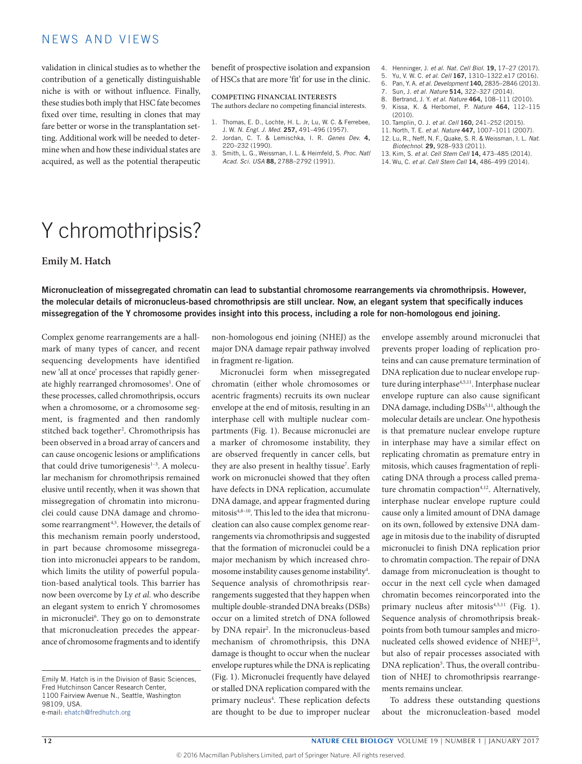validation in clinical studies as to whether the contribution of a genetically distinguishable niche is with or without influence. Finally, these studies both imply that HSC fate becomes fixed over time, resulting in clones that may fare better or worse in the transplantation setting. Additional work will be needed to determine when and how these individual states are acquired, as well as the potential therapeutic benefit of prospective isolation and expansion of HSCs that are more 'fit' for use in the clinic.

**COMPETING FINANCIAL INTERESTS**

The authors declare no competing financial interests.

1. Thomas, E. D., Lochte, H. L. Jr, Lu, W. C. & Ferrebee, J. W. *N. Engl. J. Med.* **257,** 491–496 (1957).
2. Jordan, C. T. & Lemischka, I. R. *Genes Dev.* **4,** 220–232 (1990).
3. Smith, L. G., Weissman, I. L. & Heimfeld, S. *Proc. Natl Acad. Sci. USA* **88,** 2788–2792 (1991).
4. Henninger, J. *et al. Nat. Cell Biol.* **19,** 17–27 (2017).
5. Yu, V. W. C. *et al. Cell* **167,** 1310–1322.e17 (2016).
6. Pan, Y. A. *et al. Development* **140,** 2835–2846 (2013).
7. Sun, J. *et al. Nature* **514,** 322–327 (2014).
8. Bertrand, J. Y. *et al. Nature* **464,** 108–111 (2010).
9. Kissa, K. & Herbomel, P. *Nature* **464,** 112–115 (2010).
10. Tamplin, O. J. *et al. Cell* **160,** 241–252 (2015).
11. North, T. E. *et al. Nature* **447,** 1007–1011 (2007).
12. Lu, R., Neff, N. F., Quake, S. R. & Weissman, I. L. *Nat. Biotechnol.* **29,** 928–933 (2011).
13. Kim, S. *et al. Cell Stem Cell* **14,** 473–485 (2014).
14. Wu, C. *et al. Cell Stem Cell* **14,** 486–499 (2014).

# Y chromothripsis?

**Emily M. Hatch**

**Micronucleation of missegregated chromatin can lead to substantial chromosome rearrangements via chromothripsis. However, the molecular details of micronucleus-based chromothripsis are still unclear. Now, an elegant system that specifically induces missegregation of the Y chromosome provides insight into this process, including a role for non-homologous end joining.**

Complex genome rearrangements are a hallmark of many types of cancer, and recent sequencing developments have identified new 'all at once' processes that rapidly generate highly rearranged chromosomes[1]. One of these processes, called chromothripsis, occurs when a chromosome, or a chromosome segment, is fragmented and then randomly stitched back together[2]. Chromothripsis has been observed in a broad array of cancers and can cause oncogenic lesions or amplifications that could drive tumorigenesis[1–3]. A molecular mechanism for chromothripsis remained elusive until recently, when it was shown that missegregation of chromatin into micronuclei could cause DNA damage and chromosome rearrangment[4,5]. However, the details of this mechanism remain poorly understood, in part because chromosome missegregation into micronuclei appears to be random, which limits the utility of powerful population-based analytical tools. This barrier has now been overcome by Ly *et al.* who describe an elegant system to enrich Y chromosomes in micronuclei[6]. They go on to demonstrate that micronucleation precedes the appearance of chromosome fragments and to identify non-homologous end joining (NHEJ) as the major DNA damage repair pathway involved in fragment re-ligation.

Micronuclei form when missegregated chromatin (either whole chromosomes or acentric fragments) recruits its own nuclear envelope at the end of mitosis, resulting in an interphase cell with multiple nuclear compartments (Fig. 1). Because micronuclei are a marker of chromosome instability, they are observed frequently in cancer cells, but they are also present in healthy tissue[7]. Early work on micronuclei showed that they often have defects in DNA replication, accumulate DNA damage, and appear fragmented during mitosis[4,8–10]. This led to the idea that micronucleation can also cause complex genome rearrangements via chromothripsis and suggested that the formation of micronuclei could be a major mechanism by which increased chromosome instability causes genome instability[4]. Sequence analysis of chromothripsis rearrangements suggested that they happen when multiple double-stranded DNA breaks (DSBs) occur on a limited stretch of DNA followed by DNA repair[2]. In the micronucleus-based mechanism of chromothripsis, this DNA damage is thought to occur when the nuclear envelope ruptures while the DNA is replicating (Fig. 1). Micronuclei frequently have delayed or stalled DNA replication compared with the primary nucleus[4]. These replication defects are thought to be due to improper nuclear envelope assembly around micronuclei that prevents proper loading of replication proteins and can cause premature termination of DNA replication due to nuclear envelope rupture during interphase[4,5,11]. Interphase nuclear envelope rupture can also cause significant DNA damage, including DSBs[5,11], although the molecular details are unclear. One hypothesis is that premature nuclear envelope rupture in interphase may have a similar effect on replicating chromatin as premature entry in mitosis, which causes fragmentation of replicating DNA through a process called premature chromatin compaction[4,12]. Alternatively, interphase nuclear envelope rupture could cause only a limited amount of DNA damage on its own, followed by extensive DNA damage in mitosis due to the inability of disrupted micronuclei to finish DNA replication prior to chromatin compaction. The repair of DNA damage from micronucleation is thought to occur in the next cell cycle when damaged chromatin becomes reincorporated into the primary nucleus after mitosis[4,5,11] (Fig. 1). Sequence analysis of chromothripsis breakpoints from both tumour samples and micronucleated cells showed evidence of NHEJ[2,5], but also of repair processes associated with DNA replication[5]. Thus, the overall contribution of NHEJ to chromothripsis rearrangements remains unclear.

To address these outstanding questions about the micronucleation-based model

Emily M. Hatch is in the Division of Basic Sciences, Fred Hutchinson Cancer Research Center, 1100 Fairview Avenue N., Seattle, Washington 98109, USA.
e-mail: ehatch@fredhutch.org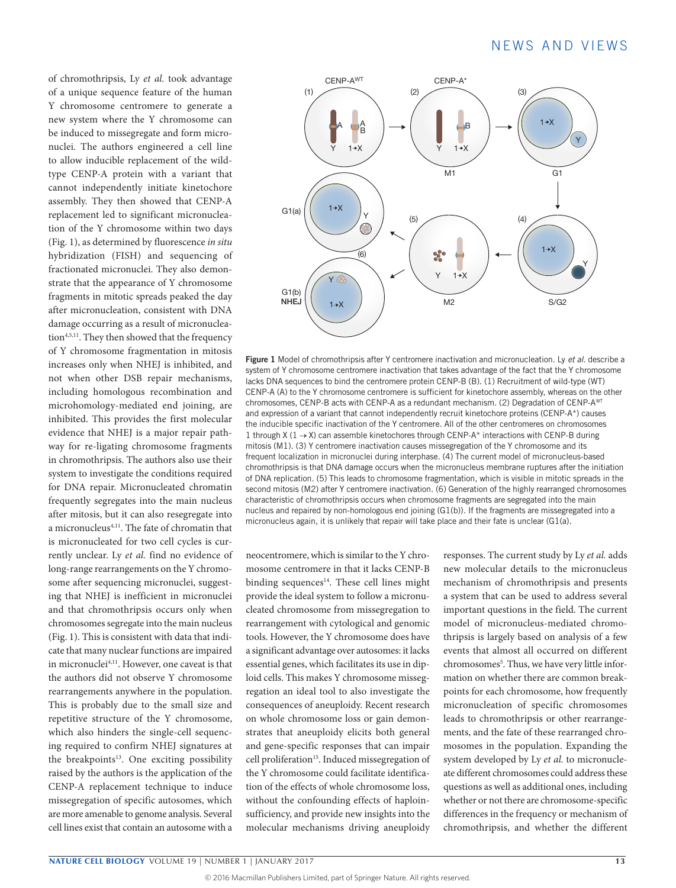of chromothripsis, Ly *et al.* took advantage of a unique sequence feature of the human Y chromosome centromere to generate a new system where the Y chromosome can be induced to missegregate and form micronuclei. The authors engineered a cell line to allow inducible replacement of the wild-type CENP-A protein with a variant that cannot independently initiate kinetochore assembly. They then showed that CENP-A replacement led to significant micronucleation of the Y chromosome within two days (Fig. 1), as determined by fluorescence *in situ* hybridization (FISH) and sequencing of fractionated micronuclei. They also demonstrate that the appearance of Y chromosome fragments in mitotic spreads peaked the day after micronucleation, consistent with DNA damage occurring as a result of micronucleation[4,5,11]. They then showed that the frequency of Y chromosome fragmentation in mitosis increases only when NHEJ is inhibited, and not when other DSB repair mechanisms, including homologous recombination and microhomology-mediated end joining, are inhibited. This provides the first molecular evidence that NHEJ is a major repair pathway for re-ligating chromosome fragments in chromothripsis. The authors also use their system to investigate the conditions required for DNA repair. Micronucleated chromatin frequently segregates into the main nucleus after mitosis, but it can also resegregate into a micronucleus[4,11]. The fate of chromatin that is micronucleated for two cell cycles is currently unclear. Ly *et al.* find no evidence of long-range rearrangements on the Y chromosome after sequencing micronuclei, suggesting that NHEJ is inefficient in micronuclei and that chromothripsis occurs only when chromosomes segregate into the main nucleus (Fig. 1). This is consistent with data that indicate that many nuclear functions are impaired in micronuclei[4,11]. However, one caveat is that the authors did not observe Y chromosome rearrangements anywhere in the population. This is probably due to the small size and repetitive structure of the Y chromosome, which also hinders the single-cell sequencing required to confirm NHEJ signatures at the breakpoints[13]. One exciting possibility raised by the authors is the application of the CENP-A replacement technique to induce missegregation of specific autosomes, which are more amenable to genome analysis. Several cell lines exist that contain an autosome with a neocentromere, which is similar to the Y chromosome centromere in that it lacks CENP-B binding sequences[14]. These cell lines might provide the ideal system to follow a micronucleated chromosome from missegregation to rearrangement with cytological and genomic tools. However, the Y chromosome does have a significant advantage over autosomes: it lacks essential genes, which facilitates its use in diploid cells. This makes Y chromosome missegregation an ideal tool to also investigate the consequences of aneuploidy. Recent research on whole chromosome loss or gain demonstrates that aneuploidy elicits both general and gene-specific responses that can impair cell proliferation[15]. Induced missegregation of the Y chromosome could facilitate identification of the effects of whole chromosome loss, without the confounding effects of haploinsufficiency, and provide new insights into the molecular mechanisms driving aneuploidy responses. The current study by Ly *et al.* adds new molecular details to the micronucleus mechanism of chromothripsis and presents a system that can be used to address several important questions in the field. The current model of micronucleus-mediated chromothripsis is largely based on analysis of a few events that almost all occurred on different chromosomes[5]. Thus, we have very little information on whether there are common breakpoints for each chromosome, how frequently micronucleation of specific chromosomes leads to chromothripsis or other rearrangements, and the fate of these rearranged chromosomes in the population. Expanding the system developed by Ly *et al.* to micronucleate different chromosomes could address these questions as well as additional ones, including whether or not there are chromosome-specific differences in the frequency or mechanism of chromothripsis, and whether the different

CENP-A$^{WT}$
CENP-A*
(1) (2) (3)
A
A B
B
Y 1→X
Y 1→X
M1
1→X
Y
G1
G1(a)
1→X
Y
(6)
(5)
(4)
Y 1→X
M2
1→X
Y
S/G2
G1(b) NHEJ
Y
1→X

**Figure 1** Model of chromothripsis after Y centromere inactivation and micronucleation. Ly *et al.* describe a system of Y chromosome centromere inactivation that takes advantage of the fact that the Y chromosome lacks DNA sequences to bind the centromere protein CENP-B (B). (1) Recruitment of wild-type (WT) CENP-A (A) to the Y chromosome centromere is sufficient for kinetochore assembly, whereas on the other chromosomes, CENP-B acts with CENP-A as a redundant mechanism. (2) Degradation of CENP-A$^{WT}$ and expression of a variant that cannot independently recruit kinetochore proteins (CENP-A*) causes the inducible specific inactivation of the Y centromere. All of the other centromeres on chromosomes 1 through X (1 → X) can assemble kinetochores through CENP-A* interactions with CENP-B during mitosis (M1). (3) Y centromere inactivation causes missegregation of the Y chromosome and its frequent localization in micronuclei during interphase. (4) The current model of micronucleus-based chromothripsis is that DNA damage occurs when the micronucleus membrane ruptures after the initiation of DNA replication. (5) This leads to chromosome fragmentation, which is visible in mitotic spreads in the second mitosis (M2) after Y centromere inactivation. (6) Generation of the highly rearranged chromosomes characteristic of chromothripsis occurs when chromosome fragments are segregated into the main nucleus and repaired by non-homologous end joining (G1(b)). If the fragments are missegregated into a micronucleus again, it is unlikely that repair will take place and their fate is unclear (G1(a)).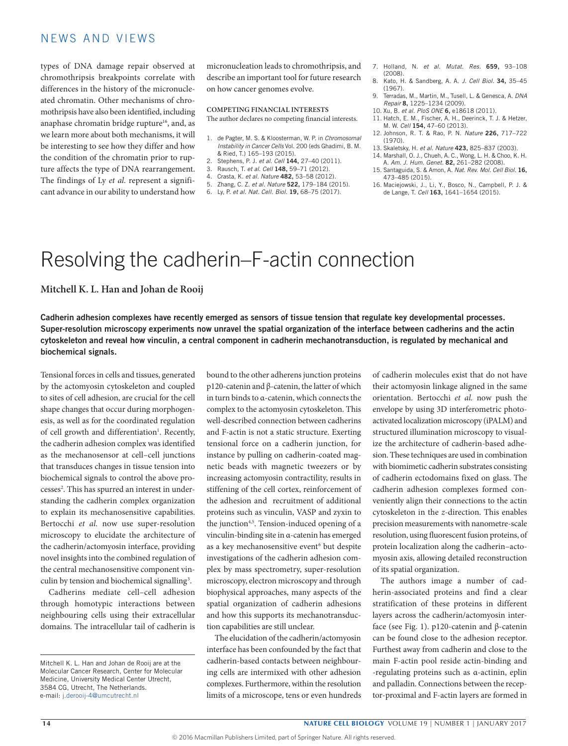types of DNA damage repair observed at chromothripsis breakpoints correlate with differences in the history of the micronucleated chromatin. Other mechanisms of chromothripsis have also been identified, including anaphase chromatin bridge rupture[16], and, as we learn more about both mechanisms, it will be interesting to see how they differ and how the condition of the chromatin prior to rupture affects the type of DNA rearrangement. The findings of Ly *et al.* represent a significant advance in our ability to understand how micronucleation leads to chromothripsis, and describe an important tool for future research on how cancer genomes evolve.

**COMPETING FINANCIAL INTERESTS**

The author declares no competing financial interests.

1. de Pagter, M. S. & Kloosterman, W. P. in *Chromosomal Instability in Cancer Cells* Vol. 200 (eds Ghadimi, B. M. & Ried, T.) 165–193 (2015).
2. Stephens, P. J. *et al. Cell* **144,** 27–40 (2011).
3. Rausch, T. *et al. Cell* **148,** 59–71 (2012).
4. Crasta, K. *et al. Nature* **482,** 53–58 (2012).
5. Zhang, C. Z. *et al. Nature* **522,** 179–184 (2015).
6. Ly, P. *et al. Nat. Cell. Biol.* **19,** 68–75 (2017).
7. Holland, N. *et al. Mutat. Res.* **659,** 93–108 (2008).
8. Kato, H. & Sandberg, A. A. *J. Cell Biol.* **34,** 35–45 (1967).
9. Terradas, M., Martin, M., Tusell, L. & Genesca, A. *DNA Repair* **8,** 1225–1234 (2009).
10. Xu, B. *et al. PloS ONE* **6,** e18618 (2011).
11. Hatch, E. M., Fischer, A. H., Deerinck, T. J. & Hetzer, M. W. *Cell* **154,** 47–60 (2013).
12. Johnson, R. T. & Rao, P. N. *Nature* **226,** 717–722 (1970).
13. Skaletsky, H. *et al. Nature* **423,** 825–837 (2003).
14. Marshall, O. J., Chueh, A. C., Wong, L. H. & Choo, K. H. A. *Am. J. Hum. Genet.* **82,** 261–282 (2008).
15. Santaguida, S. & Amon, A. *Nat. Rev. Mol. Cell Biol.* **16,** 473–485 (2015).
16. Maciejowski, J., Li, Y., Bosco, N., Campbell, P. J. & de Lange, T. *Cell* **163,** 1641–1654 (2015).

# Resolving the cadherin–F-actin connection

**Mitchell K. L. Han and Johan de Rooij**

**Cadherin adhesion complexes have recently emerged as sensors of tissue tension that regulate key developmental processes. Super-resolution microscopy experiments now unravel the spatial organization of the interface between cadherins and the actin cytoskeleton and reveal how vinculin, a central component in cadherin mechanotransduction, is regulated by mechanical and biochemical signals.**

Tensional forces in cells and tissues, generated by the actomyosin cytoskeleton and coupled to sites of cell adhesion, are crucial for the cell shape changes that occur during morphogenesis, as well as for the coordinated regulation of cell growth and differentiation[1]. Recently, the cadherin adhesion complex was identified as the mechanosensor at cell–cell junctions that transduces changes in tissue tension into biochemical signals to control the above processes[2]. This has spurred an interest in understanding the cadherin complex organization to explain its mechanosensitive capabilities. Bertocchi *et al.* now use super-resolution microscopy to elucidate the architecture of the cadherin/actomyosin interface, providing novel insights into the combined regulation of the central mechanosensitive component vinculin by tension and biochemical signalling[3].

Cadherins mediate cell–cell adhesion through homotypic interactions between neighbouring cells using their extracellular domains. The intracellular tail of cadherin is bound to the other adherens junction proteins p120-catenin and β-catenin, the latter of which in turn binds to α-catenin, which connects the complex to the actomyosin cytoskeleton. This well-described connection between cadherins and F-actin is not a static structure. Exerting tensional force on a cadherin junction, for instance by pulling on cadherin-coated magnetic beads with magnetic tweezers or by increasing actomyosin contractility, results in stiffening of the cell cortex, reinforcement of the adhesion and recruitment of additional proteins such as vinculin, VASP and zyxin to the junction[4,5]. Tension-induced opening of a vinculin-binding site in α-catenin has emerged as a key mechanosensitive event[6] but despite investigations of the cadherin adhesion complex by mass spectrometry, super-resolution microscopy, electron microscopy and through biophysical approaches, many aspects of the spatial organization of cadherin adhesions and how this supports its mechanotransduction capabilities are still unclear.

The elucidation of the cadherin/actomyosin interface has been confounded by the fact that cadherin-based contacts between neighbouring cells are intermixed with other adhesion complexes. Furthermore, within the resolution limits of a microscope, tens or even hundreds of cadherin molecules exist that do not have their actomyosin linkage aligned in the same orientation. Bertocchi *et al.* now push the envelope by using 3D interferometric photoactivated localization microscopy (iPALM) and structured illumination microscopy to visualize the architecture of cadherin-based adhesion. These techniques are used in combination with biomimetic cadherin substrates consisting of cadherin ectodomains fixed on glass. The cadherin adhesion complexes formed conveniently align their connections to the actin cytoskeleton in the *z*-direction. This enables precision measurements with nanometre-scale resolution, using fluorescent fusion proteins, of protein localization along the cadherin–actomyosin axis, allowing detailed reconstruction of its spatial organization.

The authors image a number of cadherin-associated proteins and find a clear stratification of these proteins in different layers across the cadherin/actomyosin interface (see Fig. 1). p120-catenin and β-catenin can be found close to the adhesion receptor. Furthest away from cadherin and close to the main F-actin pool reside actin-binding and -regulating proteins such as α-actinin, eplin and palladin. Connections between the receptor-proximal and F-actin layers are formed in

Mitchell K. L. Han and Johan de Rooij are at the Molecular Cancer Research, Center for Molecular Medicine, University Medical Center Utrecht, 3584 CG, Utrecht, The Netherlands.
e-mail: j.derooij-4@umcutrecht.nl